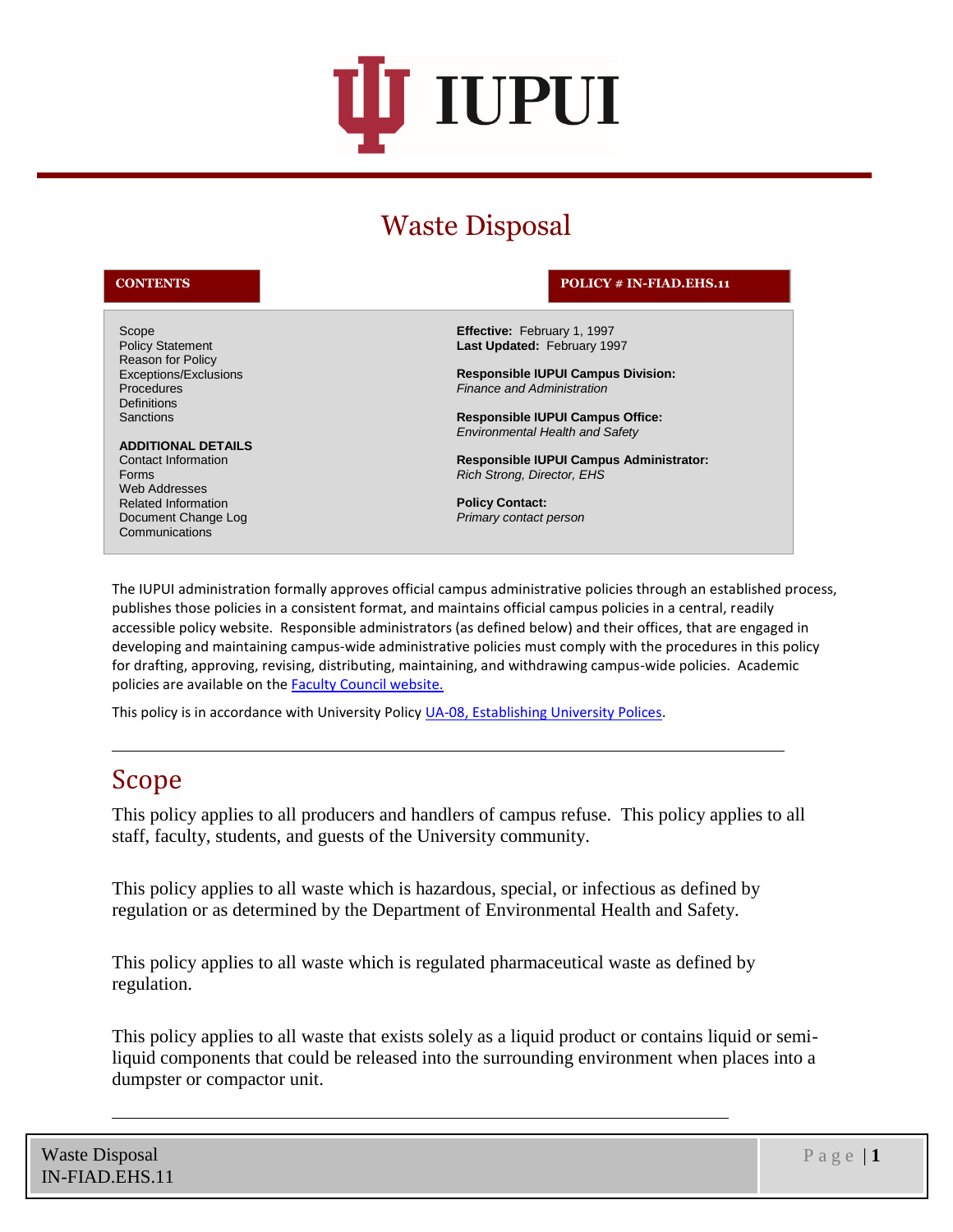# IUPUI

# Waste Disposal

| CONTENTS | POLICY # IN-FIAD.EHS.11 |
|---|---|
| Scope<br>Policy Statement<br>Reason for Policy<br>Exceptions/Exclusions<br>Procedures<br>Definitions<br>Sanctions<br><br>**ADDITIONAL DETAILS**<br>Contact Information<br>Forms<br>Web Addresses<br>Related Information<br>Document Change Log<br>Communications | **Effective:** February 1, 1997<br>**Last Updated:** February 1997<br><br>**Responsible IUPUI Campus Division:**<br>*Finance and Administration*<br><br>**Responsible IUPUI Campus Office:**<br>*Environmental Health and Safety*<br><br>**Responsible IUPUI Campus Administrator:**<br>*Rich Strong, Director, EHS*<br><br>**Policy Contact:**<br>*Primary contact person* |

The IUPUI administration formally approves official campus administrative policies through an established process, publishes those policies in a consistent format, and maintains official campus policies in a central, readily accessible policy website. Responsible administrators (as defined below) and their offices, that are engaged in developing and maintaining campus-wide administrative policies must comply with the procedures in this policy for drafting, approving, revising, distributing, maintaining, and withdrawing campus-wide policies. Academic policies are available on the Faculty Council website.

This policy is in accordance with University Policy UA-08, Establishing University Polices.

---

## Scope

This policy applies to all producers and handlers of campus refuse. This policy applies to all staff, faculty, students, and guests of the University community.

This policy applies to all waste which is hazardous, special, or infectious as defined by regulation or as determined by the Department of Environmental Health and Safety.

This policy applies to all waste which is regulated pharmaceutical waste as defined by regulation.

This policy applies to all waste that exists solely as a liquid product or contains liquid or semi-liquid components that could be released into the surrounding environment when places into a dumpster or compactor unit.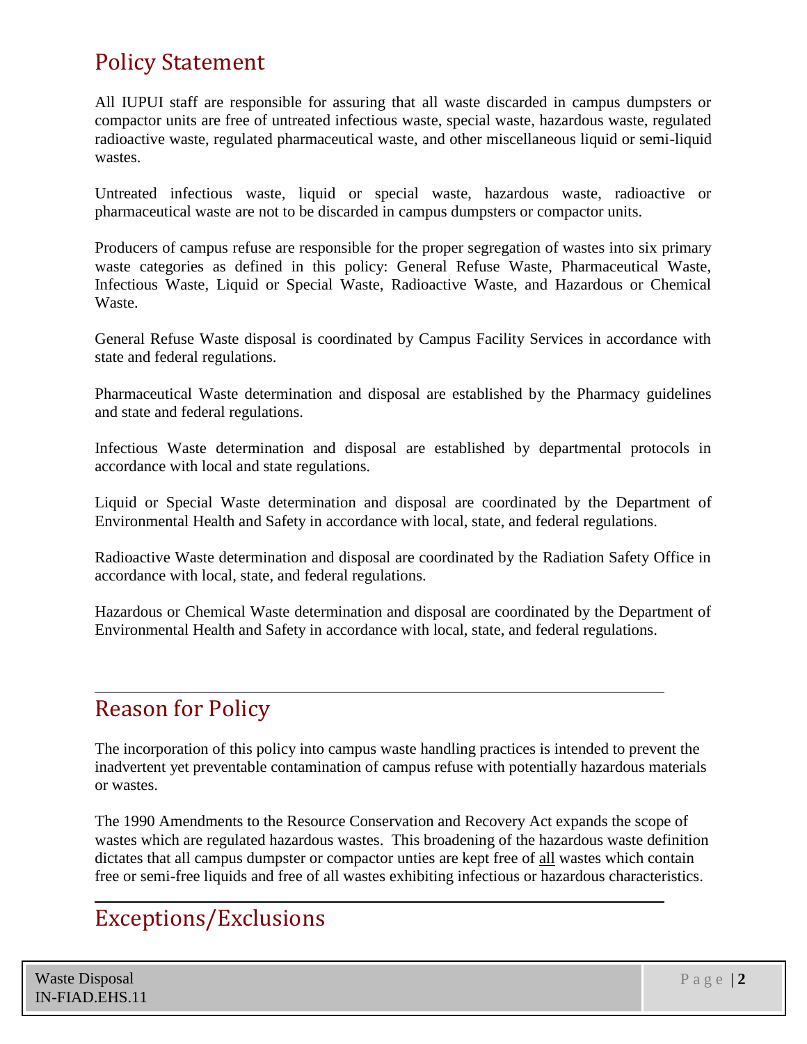## Policy Statement

All IUPUI staff are responsible for assuring that all waste discarded in campus dumpsters or compactor units are free of untreated infectious waste, special waste, hazardous waste, regulated radioactive waste, regulated pharmaceutical waste, and other miscellaneous liquid or semi-liquid wastes.

Untreated infectious waste, liquid or special waste, hazardous waste, radioactive or pharmaceutical waste are not to be discarded in campus dumpsters or compactor units.

Producers of campus refuse are responsible for the proper segregation of wastes into six primary waste categories as defined in this policy: General Refuse Waste, Pharmaceutical Waste, Infectious Waste, Liquid or Special Waste, Radioactive Waste, and Hazardous or Chemical Waste.

General Refuse Waste disposal is coordinated by Campus Facility Services in accordance with state and federal regulations.

Pharmaceutical Waste determination and disposal are established by the Pharmacy guidelines and state and federal regulations.

Infectious Waste determination and disposal are established by departmental protocols in accordance with local and state regulations.

Liquid or Special Waste determination and disposal are coordinated by the Department of Environmental Health and Safety in accordance with local, state, and federal regulations.

Radioactive Waste determination and disposal are coordinated by the Radiation Safety Office in accordance with local, state, and federal regulations.

Hazardous or Chemical Waste determination and disposal are coordinated by the Department of Environmental Health and Safety in accordance with local, state, and federal regulations.

## Reason for Policy

The incorporation of this policy into campus waste handling practices is intended to prevent the inadvertent yet preventable contamination of campus refuse with potentially hazardous materials or wastes.

The 1990 Amendments to the Resource Conservation and Recovery Act expands the scope of wastes which are regulated hazardous wastes. This broadening of the hazardous waste definition dictates that all campus dumpster or compactor unties are kept free of <u>all</u> wastes which contain free or semi-free liquids and free of all wastes exhibiting infectious or hazardous characteristics.

## Exceptions/Exclusions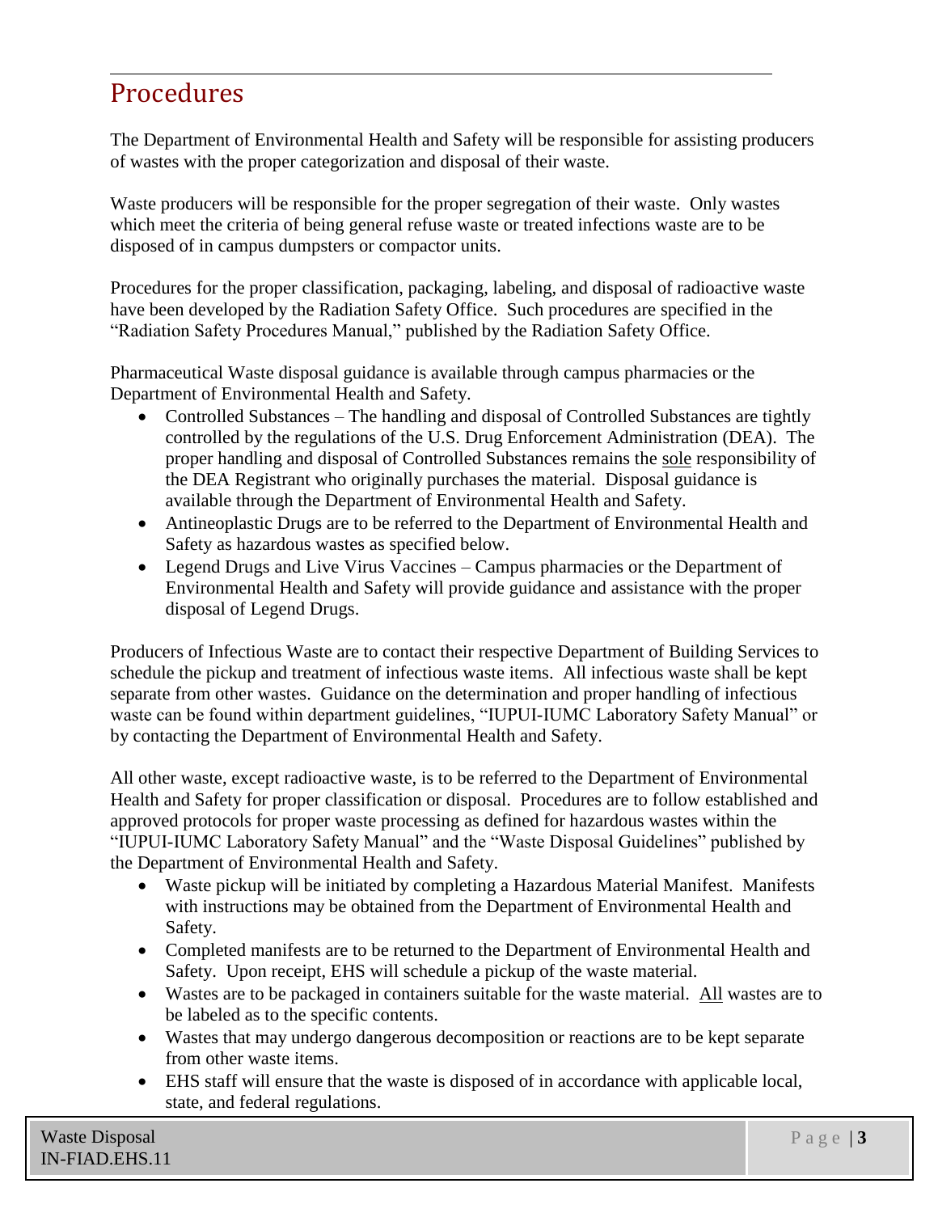## Procedures

The Department of Environmental Health and Safety will be responsible for assisting producers of wastes with the proper categorization and disposal of their waste.

Waste producers will be responsible for the proper segregation of their waste. Only wastes which meet the criteria of being general refuse waste or treated infections waste are to be disposed of in campus dumpsters or compactor units.

Procedures for the proper classification, packaging, labeling, and disposal of radioactive waste have been developed by the Radiation Safety Office. Such procedures are specified in the "Radiation Safety Procedures Manual," published by the Radiation Safety Office.

Pharmaceutical Waste disposal guidance is available through campus pharmacies or the Department of Environmental Health and Safety.

- Controlled Substances – The handling and disposal of Controlled Substances are tightly controlled by the regulations of the U.S. Drug Enforcement Administration (DEA). The proper handling and disposal of Controlled Substances remains the sole responsibility of the DEA Registrant who originally purchases the material. Disposal guidance is available through the Department of Environmental Health and Safety.
- Antineoplastic Drugs are to be referred to the Department of Environmental Health and Safety as hazardous wastes as specified below.
- Legend Drugs and Live Virus Vaccines – Campus pharmacies or the Department of Environmental Health and Safety will provide guidance and assistance with the proper disposal of Legend Drugs.

Producers of Infectious Waste are to contact their respective Department of Building Services to schedule the pickup and treatment of infectious waste items. All infectious waste shall be kept separate from other wastes. Guidance on the determination and proper handling of infectious waste can be found within department guidelines, "IUPUI-IUMC Laboratory Safety Manual" or by contacting the Department of Environmental Health and Safety.

All other waste, except radioactive waste, is to be referred to the Department of Environmental Health and Safety for proper classification or disposal. Procedures are to follow established and approved protocols for proper waste processing as defined for hazardous wastes within the "IUPUI-IUMC Laboratory Safety Manual" and the "Waste Disposal Guidelines" published by the Department of Environmental Health and Safety.

- Waste pickup will be initiated by completing a Hazardous Material Manifest. Manifests with instructions may be obtained from the Department of Environmental Health and Safety.
- Completed manifests are to be returned to the Department of Environmental Health and Safety. Upon receipt, EHS will schedule a pickup of the waste material.
- Wastes are to be packaged in containers suitable for the waste material. All wastes are to be labeled as to the specific contents.
- Wastes that may undergo dangerous decomposition or reactions are to be kept separate from other waste items.
- EHS staff will ensure that the waste is disposed of in accordance with applicable local, state, and federal regulations.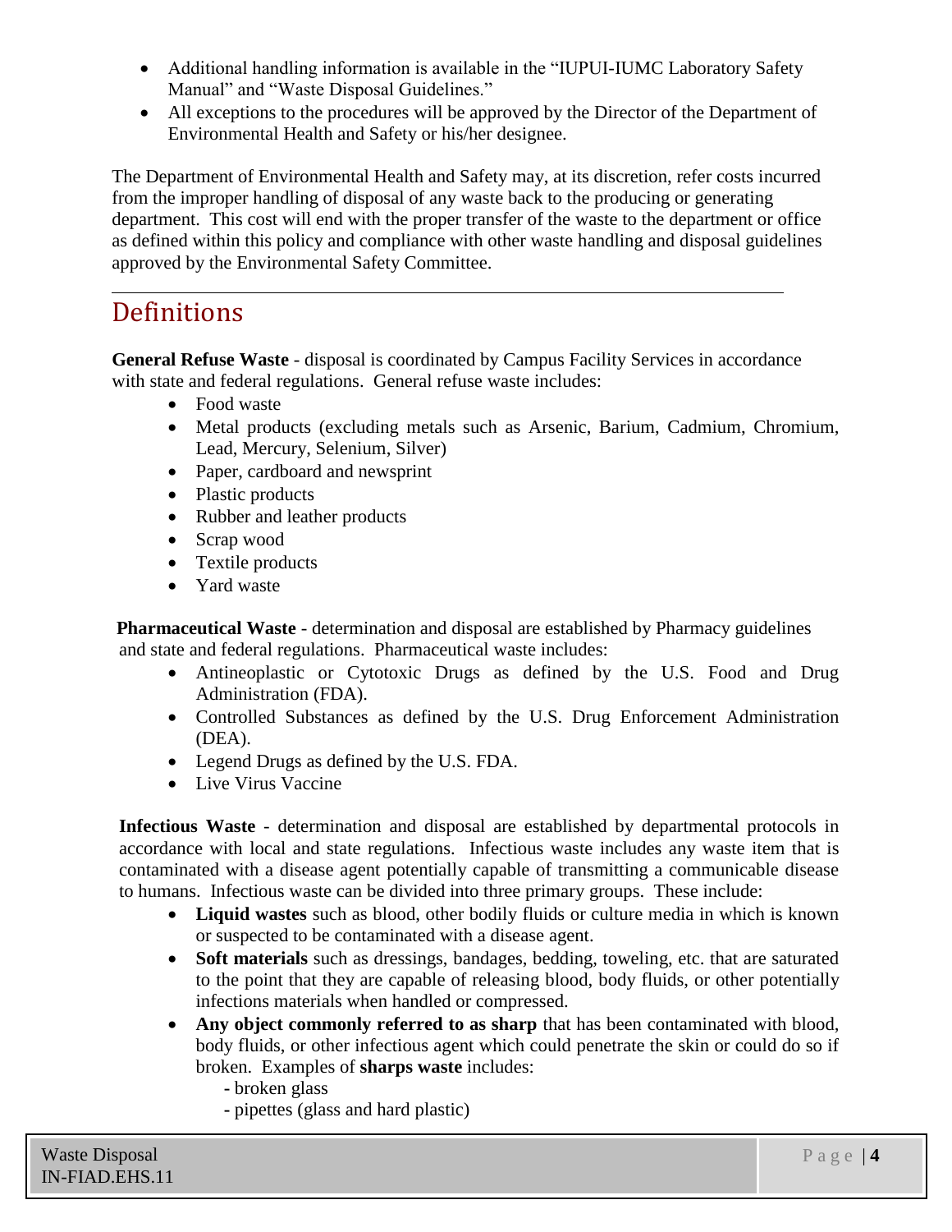- Additional handling information is available in the "IUPUI-IUMC Laboratory Safety Manual" and "Waste Disposal Guidelines."
- All exceptions to the procedures will be approved by the Director of the Department of Environmental Health and Safety or his/her designee.

The Department of Environmental Health and Safety may, at its discretion, refer costs incurred from the improper handling of disposal of any waste back to the producing or generating department. This cost will end with the proper transfer of the waste to the department or office as defined within this policy and compliance with other waste handling and disposal guidelines approved by the Environmental Safety Committee.

---

# Definitions

**General Refuse Waste** - disposal is coordinated by Campus Facility Services in accordance with state and federal regulations. General refuse waste includes:

- Food waste
- Metal products (excluding metals such as Arsenic, Barium, Cadmium, Chromium, Lead, Mercury, Selenium, Silver)
- Paper, cardboard and newsprint
- Plastic products
- Rubber and leather products
- Scrap wood
- Textile products
- Yard waste

**Pharmaceutical Waste** - determination and disposal are established by Pharmacy guidelines and state and federal regulations. Pharmaceutical waste includes:

- Antineoplastic or Cytotoxic Drugs as defined by the U.S. Food and Drug Administration (FDA).
- Controlled Substances as defined by the U.S. Drug Enforcement Administration (DEA).
- Legend Drugs as defined by the U.S. FDA.
- Live Virus Vaccine

**Infectious Waste** - determination and disposal are established by departmental protocols in accordance with local and state regulations. Infectious waste includes any waste item that is contaminated with a disease agent potentially capable of transmitting a communicable disease to humans. Infectious waste can be divided into three primary groups. These include:

- **Liquid wastes** such as blood, other bodily fluids or culture media in which is known or suspected to be contaminated with a disease agent.
- **Soft materials** such as dressings, bandages, bedding, toweling, etc. that are saturated to the point that they are capable of releasing blood, body fluids, or other potentially infections materials when handled or compressed.
- **Any object commonly referred to as sharp** that has been contaminated with blood, body fluids, or other infectious agent which could penetrate the skin or could do so if broken. Examples of **sharps waste** includes:
  - broken glass
  - pipettes (glass and hard plastic)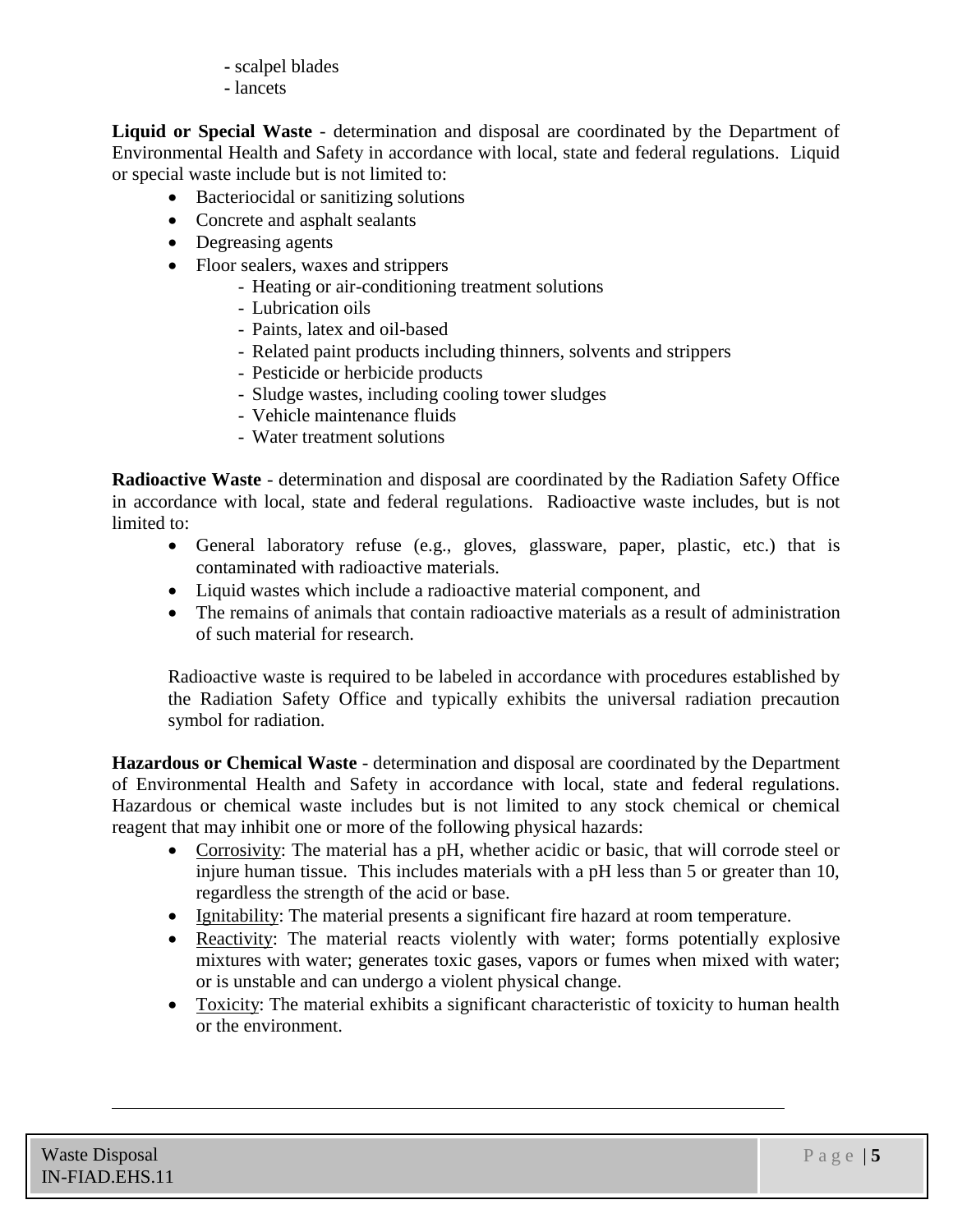- scalpel blades
- lancets

**Liquid or Special Waste** - determination and disposal are coordinated by the Department of Environmental Health and Safety in accordance with local, state and federal regulations. Liquid or special waste include but is not limited to:

- Bacteriocidal or sanitizing solutions
- Concrete and asphalt sealants
- Degreasing agents
- Floor sealers, waxes and strippers
  - Heating or air-conditioning treatment solutions
  - Lubrication oils
  - Paints, latex and oil-based
  - Related paint products including thinners, solvents and strippers
  - Pesticide or herbicide products
  - Sludge wastes, including cooling tower sludges
  - Vehicle maintenance fluids
  - Water treatment solutions

**Radioactive Waste** - determination and disposal are coordinated by the Radiation Safety Office in accordance with local, state and federal regulations. Radioactive waste includes, but is not limited to:

- General laboratory refuse (e.g., gloves, glassware, paper, plastic, etc.) that is contaminated with radioactive materials.
- Liquid wastes which include a radioactive material component, and
- The remains of animals that contain radioactive materials as a result of administration of such material for research.

Radioactive waste is required to be labeled in accordance with procedures established by the Radiation Safety Office and typically exhibits the universal radiation precaution symbol for radiation.

**Hazardous or Chemical Waste** - determination and disposal are coordinated by the Department of Environmental Health and Safety in accordance with local, state and federal regulations. Hazardous or chemical waste includes but is not limited to any stock chemical or chemical reagent that may inhibit one or more of the following physical hazards:

- Corrosivity: The material has a pH, whether acidic or basic, that will corrode steel or injure human tissue. This includes materials with a pH less than 5 or greater than 10, regardless the strength of the acid or base.
- Ignitability: The material presents a significant fire hazard at room temperature.
- Reactivity: The material reacts violently with water; forms potentially explosive mixtures with water; generates toxic gases, vapors or fumes when mixed with water; or is unstable and can undergo a violent physical change.
- Toxicity: The material exhibits a significant characteristic of toxicity to human health or the environment.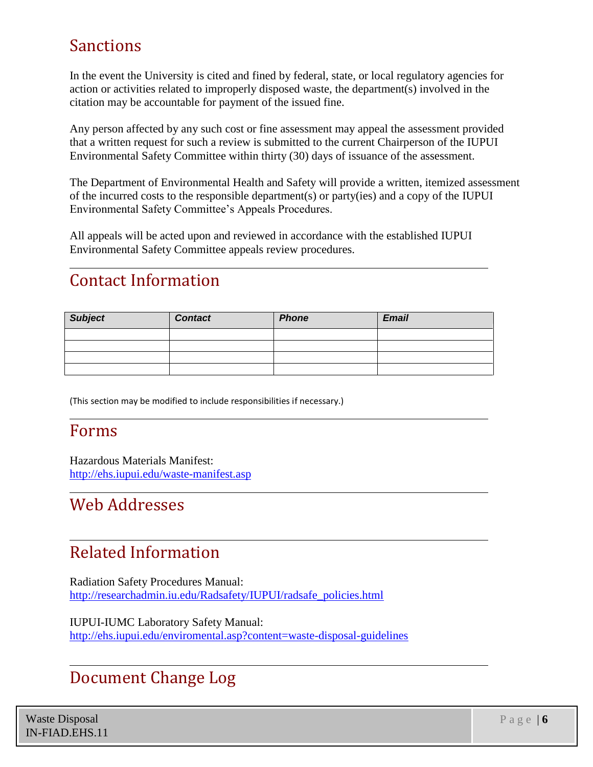## Sanctions

In the event the University is cited and fined by federal, state, or local regulatory agencies for action or activities related to improperly disposed waste, the department(s) involved in the citation may be accountable for payment of the issued fine.

Any person affected by any such cost or fine assessment may appeal the assessment provided that a written request for such a review is submitted to the current Chairperson of the IUPUI Environmental Safety Committee within thirty (30) days of issuance of the assessment.

The Department of Environmental Health and Safety will provide a written, itemized assessment of the incurred costs to the responsible department(s) or party(ies) and a copy of the IUPUI Environmental Safety Committee's Appeals Procedures.

All appeals will be acted upon and reviewed in accordance with the established IUPUI Environmental Safety Committee appeals review procedures.

---

## Contact Information

| ***Subject*** | ***Contact*** | ***Phone*** | ***Email*** |
|---|---|---|---|
| | | | |
| | | | |
| | | | |
| | | | |

(This section may be modified to include responsibilities if necessary.)

---

## Forms

Hazardous Materials Manifest:
http://ehs.iupui.edu/waste-manifest.asp

---

## Web Addresses

---

## Related Information

Radiation Safety Procedures Manual:
http://researchadmin.iu.edu/Radsafety/IUPUI/radsafe_policies.html

IUPUI-IUMC Laboratory Safety Manual:
http://ehs.iupui.edu/enviromental.asp?content=waste-disposal-guidelines

---

## Document Change Log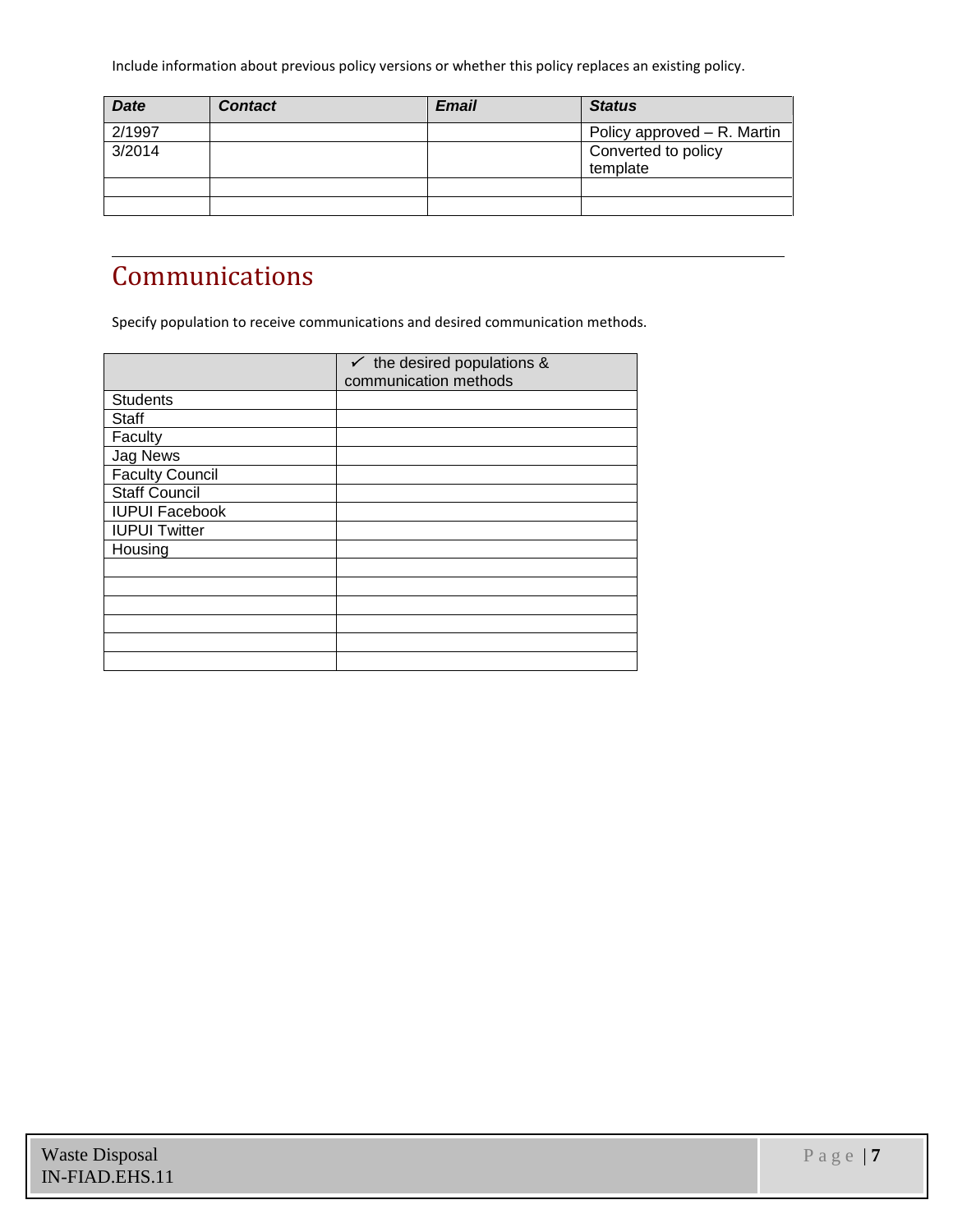Include information about previous policy versions or whether this policy replaces an existing policy.

| ***Date*** | ***Contact*** | ***Email*** | ***Status*** |
|---|---|---|---|
| 2/1997 | | | Policy approved – R. Martin |
| 3/2014 | | | Converted to policy template |
| | | | |
| | | | |

## Communications

Specify population to receive communications and desired communication methods.

| | ✓ the desired populations & communication methods |
|---|---|
| Students | |
| Staff | |
| Faculty | |
| Jag News | |
| Faculty Council | |
| Staff Council | |
| IUPUI Facebook | |
| IUPUI Twitter | |
| Housing | |
| | |
| | |
| | |
| | |
| | |
| | |